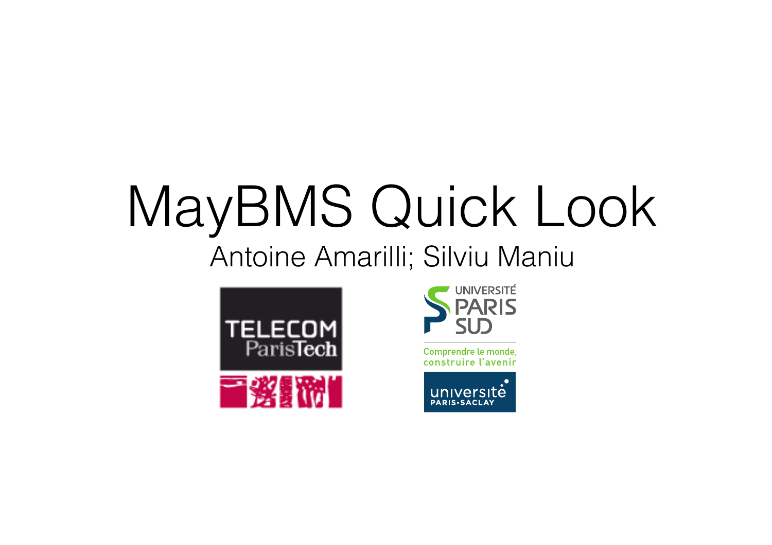# MayBMS Quick Look

Antoine Amarilli; Silviu Maniu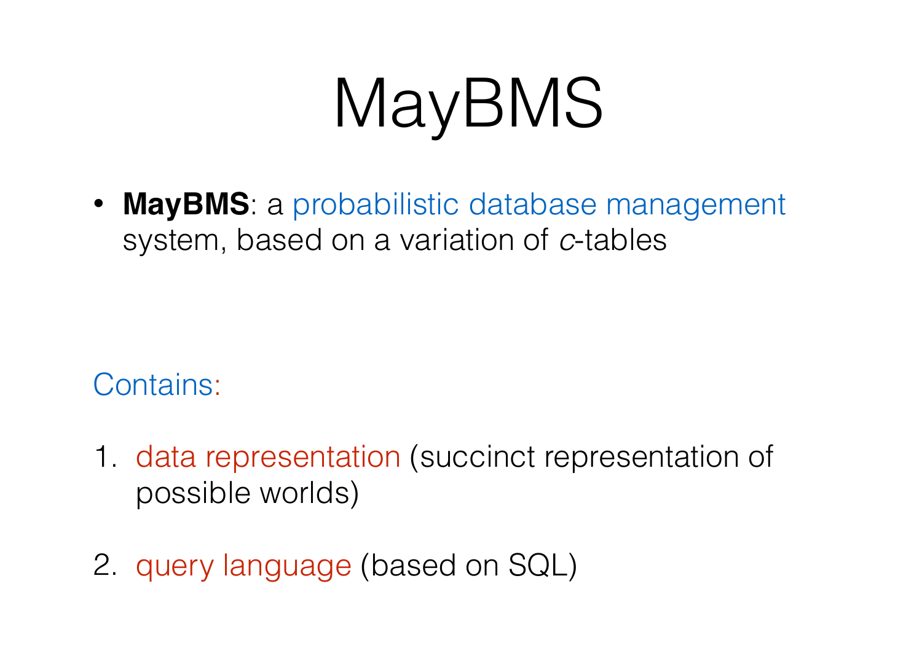# MayBMS

- **MayBMS**: a probabilistic database management system, based on a variation of *c*-tables

Contains:

1. data representation (succinct representation of possible worlds)

2. query language (based on SQL)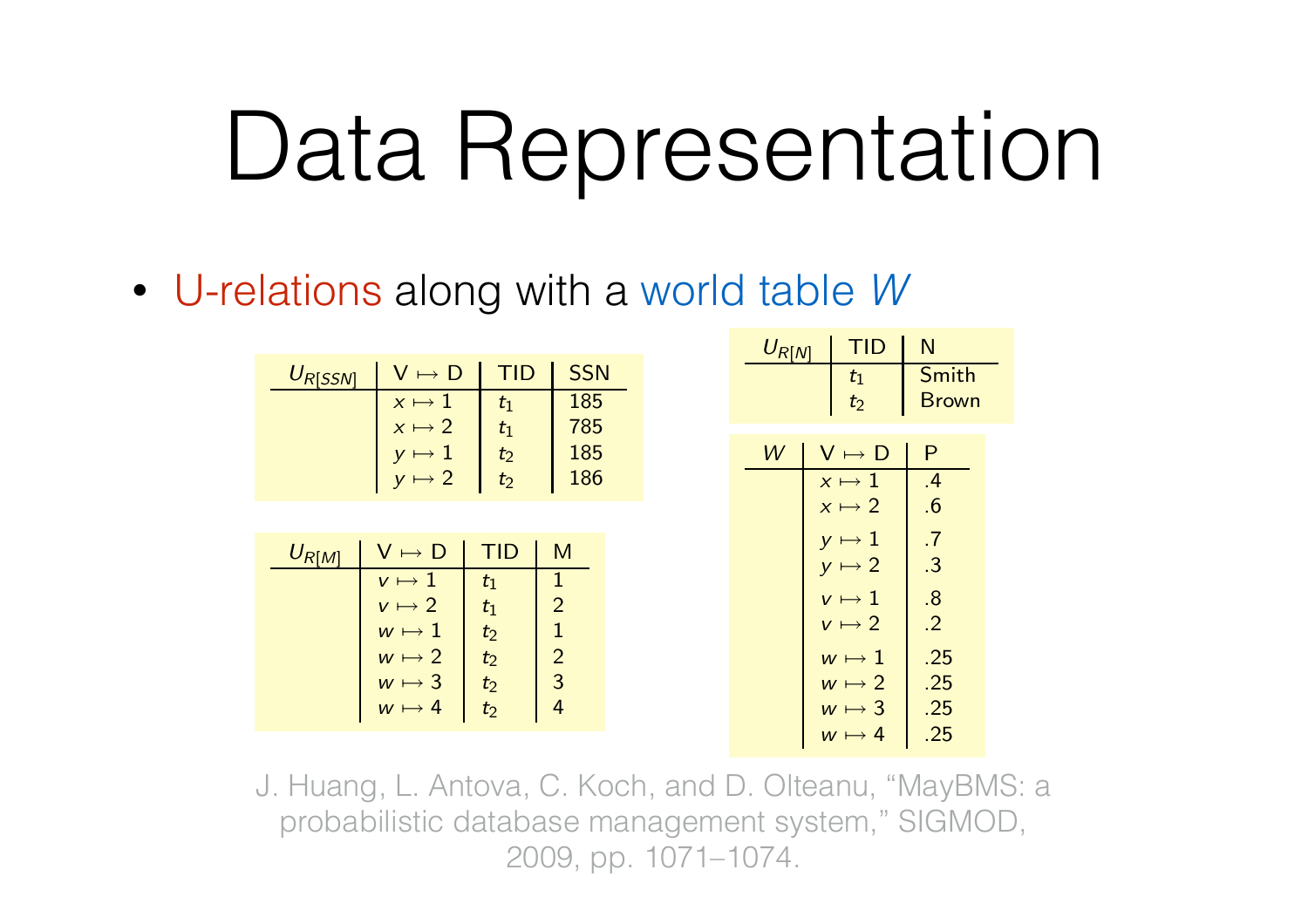# Data Representation

- U-relations along with a world table $W$

| $U_{R[SSN]}$ | V $\mapsto$ D | TID | SSN |
|---|---|---|---|
| | $x \mapsto 1$ | $t_1$ | 185 |
| | $x \mapsto 2$ | $t_1$ | 785 |
| | $y \mapsto 1$ | $t_2$ | 185 |
| | $y \mapsto 2$ | $t_2$ | 186 |

| $U_{R[M]}$ | V $\mapsto$ D | TID | M |
|---|---|---|---|
| | $v \mapsto 1$ | $t_1$ | 1 |
| | $v \mapsto 2$ | $t_1$ | 2 |
| | $w \mapsto 1$ | $t_2$ | 1 |
| | $w \mapsto 2$ | $t_2$ | 2 |
| | $w \mapsto 3$ | $t_2$ | 3 |
| | $w \mapsto 4$ | $t_2$ | 4 |

| $U_{R[N]}$ | TID | N |
|---|---|---|
| | $t_1$ | Smith |
| | $t_2$ | Brown |

| $W$ | V $\mapsto$ D | P |
|---|---|---|
| | $x \mapsto 1$ | .4 |
| | $x \mapsto 2$ | .6 |
| | $y \mapsto 1$ | .7 |
| | $y \mapsto 2$ | .3 |
| | $v \mapsto 1$ | .8 |
| | $v \mapsto 2$ | .2 |
| | $w \mapsto 1$ | .25 |
| | $w \mapsto 2$ | .25 |
| | $w \mapsto 3$ | .25 |
| | $w \mapsto 4$ | .25 |

J. Huang, L. Antova, C. Koch, and D. Olteanu, "MayBMS: a probabilistic database management system," SIGMOD, 2009, pp. 1071–1074.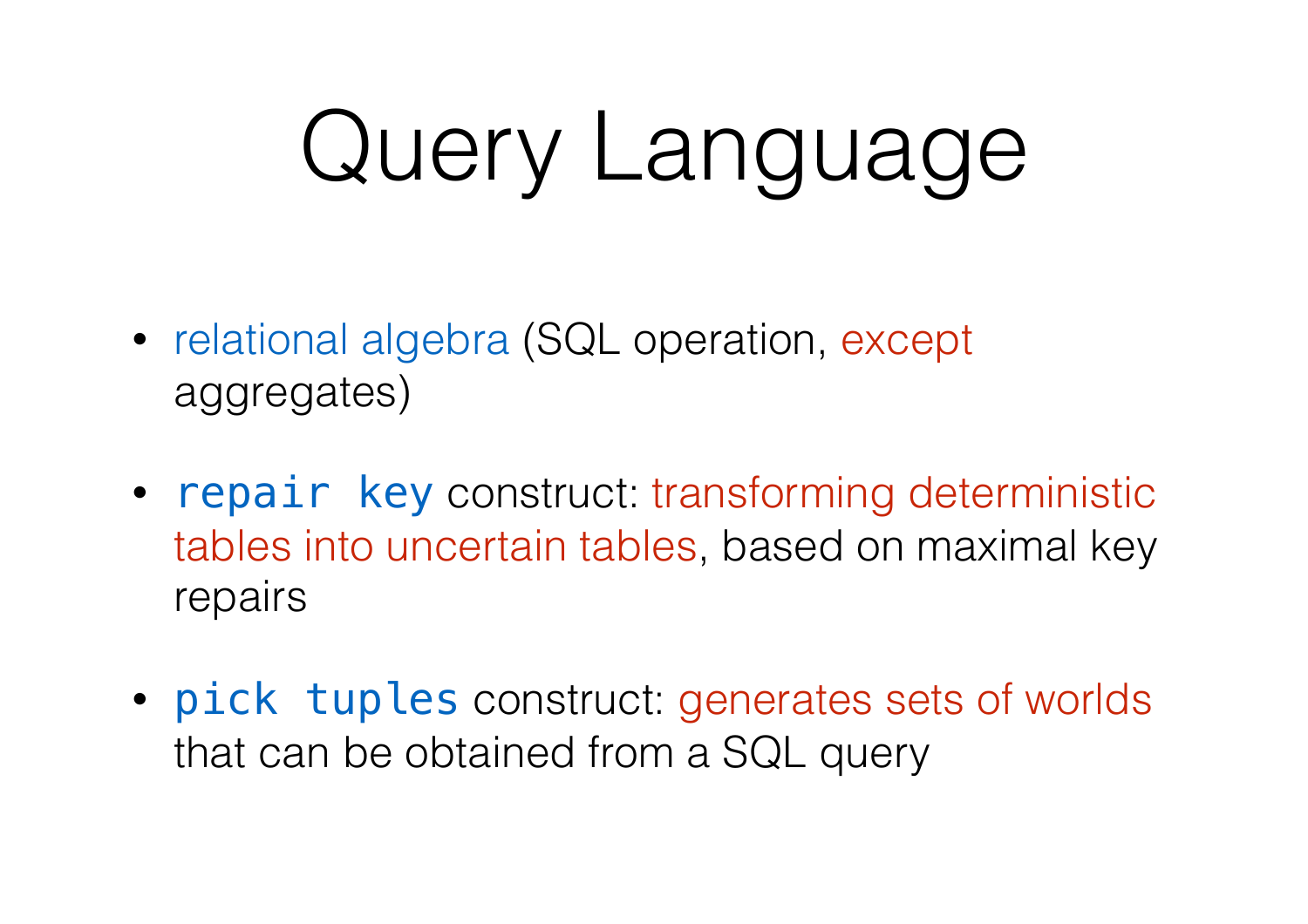# Query Language

- relational algebra (SQL operation, except aggregates)
- `repair key` construct: transforming deterministic tables into uncertain tables, based on maximal key repairs
- `pick tuples` construct: generates sets of worlds that can be obtained from a SQL query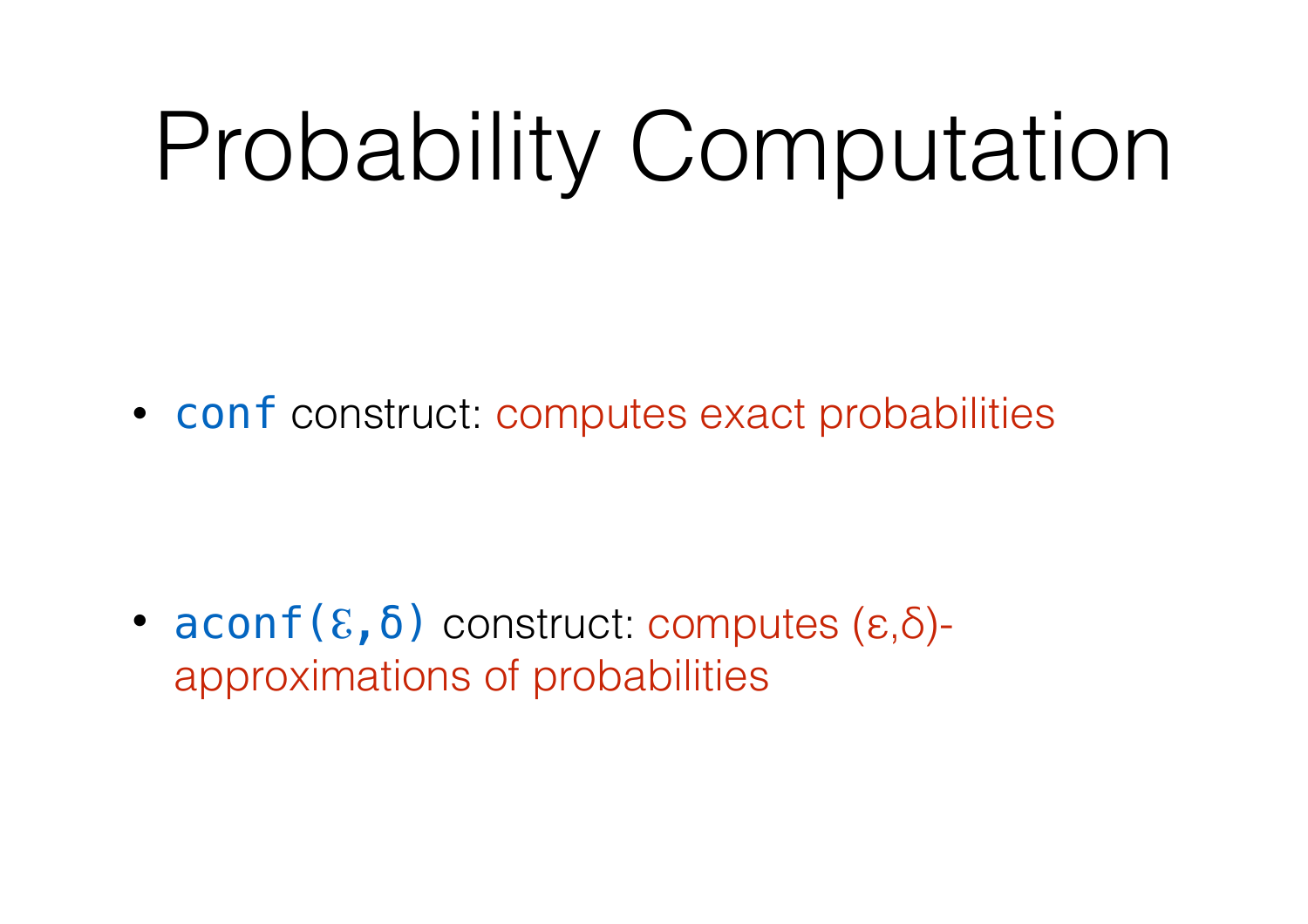# Probability Computation

- `conf` construct: computes exact probabilities

- `aconf(ε,δ)` construct: computes (ε,δ)-approximations of probabilities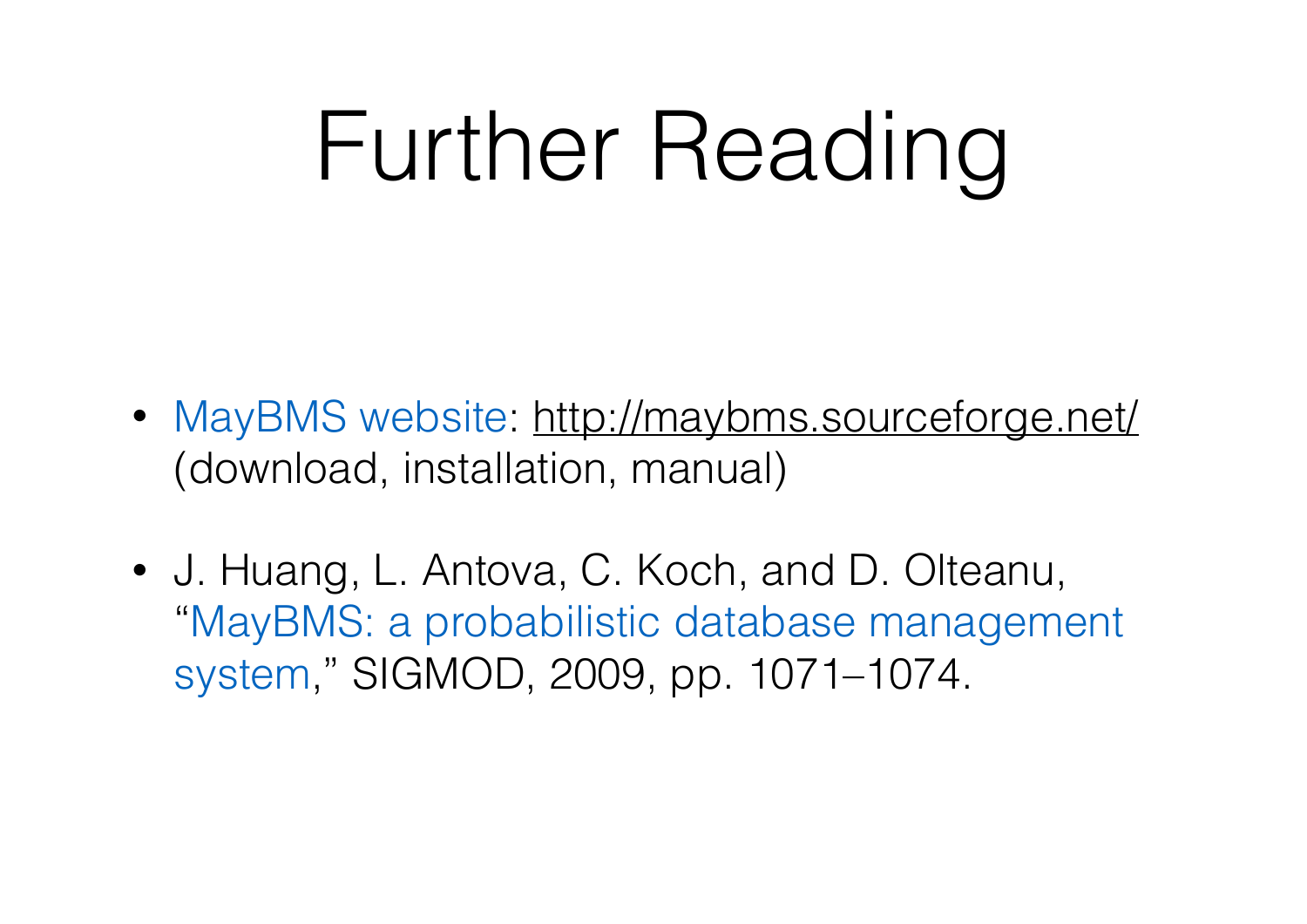# Further Reading

- MayBMS website: http://maybms.sourceforge.net/ (download, installation, manual)
- J. Huang, L. Antova, C. Koch, and D. Olteanu, "MayBMS: a probabilistic database management system," SIGMOD, 2009, pp. 1071–1074.